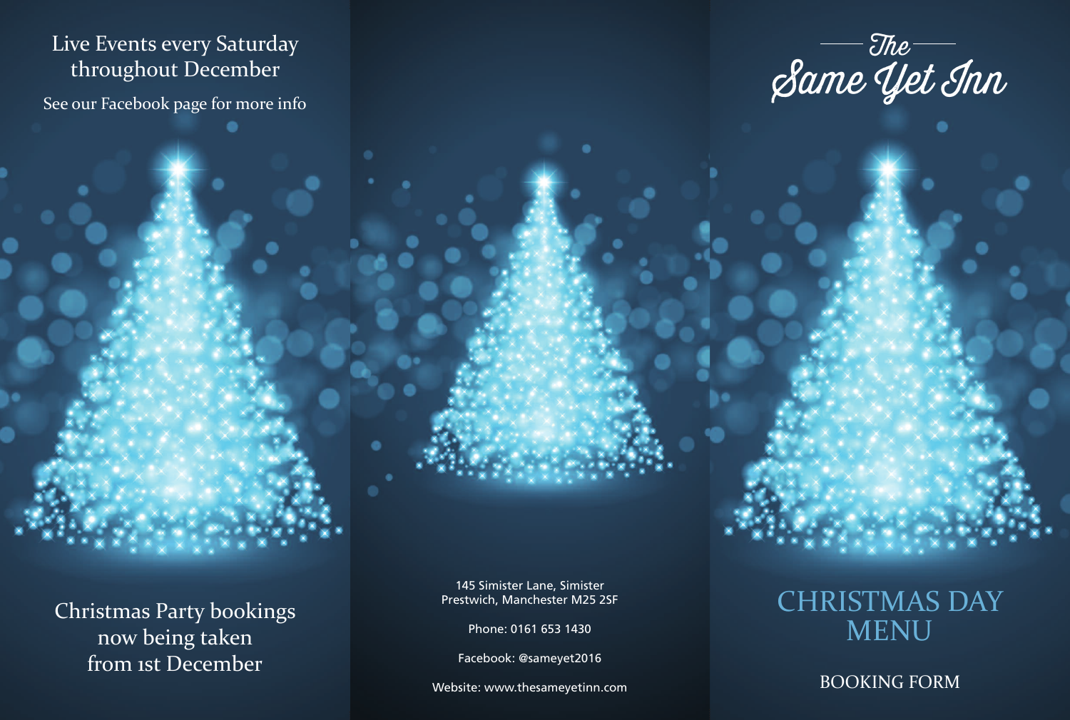Live Events every Saturday throughout December

See our Facebook page for more info

Christmas Party bookings now being taken from 1st December

145 Simister Lane, Simister
Prestwich, Manchester M25 2SF

Phone: 0161 653 1430

Facebook: @sameyet2016

Website: www.thesameyetinn.com

# The Same Yet Inn

## CHRISTMAS DAY MENU

BOOKING FORM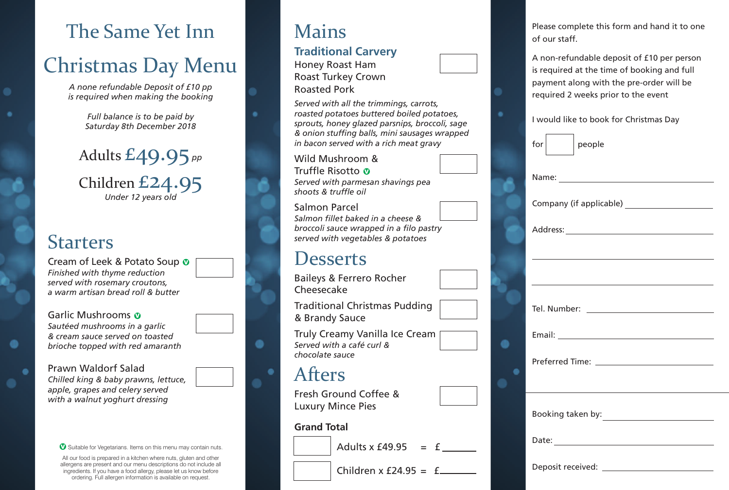# The Same Yet Inn

# Christmas Day Menu

*A none refundable Deposit of £10 pp is required when making the booking*

*Full balance is to be paid by Saturday 8th December 2018*

Adults £49.95 *pp*

Children £24.95
*Under 12 years old*

## Starters

**Cream of Leek & Potato Soup** (V)
*Finished with thyme reduction served with rosemary croutons, a warm artisan bread roll & butter*

**Garlic Mushrooms** (V)
*Sautéed mushrooms in a garlic & cream sauce served on toasted brioche topped with red amaranth*

**Prawn Waldorf Salad**
*Chilled king & baby prawns, lettuce, apple, grapes and celery served with a walnut yoghurt dressing*

(V) Suitable for Vegetarians. Items on this menu may contain nuts.

All our food is prepared in a kitchen where nuts, gluten and other allergens are present and our menu descriptions do not include all ingredients. If you have a food allergy, please let us know before ordering. Full allergen information is available on request.

## Mains

### Traditional Carvery

Honey Roast Ham
Roast Turkey Crown
Roasted Pork

*Served with all the trimmings, carrots, roasted potatoes buttered boiled potatoes, sprouts, honey glazed parsnips, broccoli, sage & onion stuffing balls, mini sausages wrapped in bacon served with a rich meat gravy*

**Wild Mushroom & Truffle Risotto** (V)
*Served with parmesan shavings pea shoots & truffle oil*

**Salmon Parcel**
*Salmon fillet baked in a cheese & broccoli sauce wrapped in a filo pastry served with vegetables & potatoes*

## Desserts

**Baileys & Ferrero Rocher Cheesecake**

**Traditional Christmas Pudding & Brandy Sauce**

**Truly Creamy Vanilla Ice Cream**
*Served with a café curl & chocolate sauce*

## Afters

**Fresh Ground Coffee & Luxury Mince Pies**

**Grand Total**

[ ] Adults x £49.95 = £______

[ ] Children x £24.95 = £______

---

Please complete this form and hand it to one of our staff.

A non-refundable deposit of £10 per person is required at the time of booking and full payment along with the pre-order will be required 2 weeks prior to the event

I would like to book for Christmas Day

for [ ] people

Name: ______________________

Company (if applicable) ______________________

Address: ______________________

______________________

______________________

Tel. Number: ______________________

Email: ______________________

Preferred Time: ______________________

---

Booking taken by: ______________________

Date: ______________________

Deposit received: ______________________